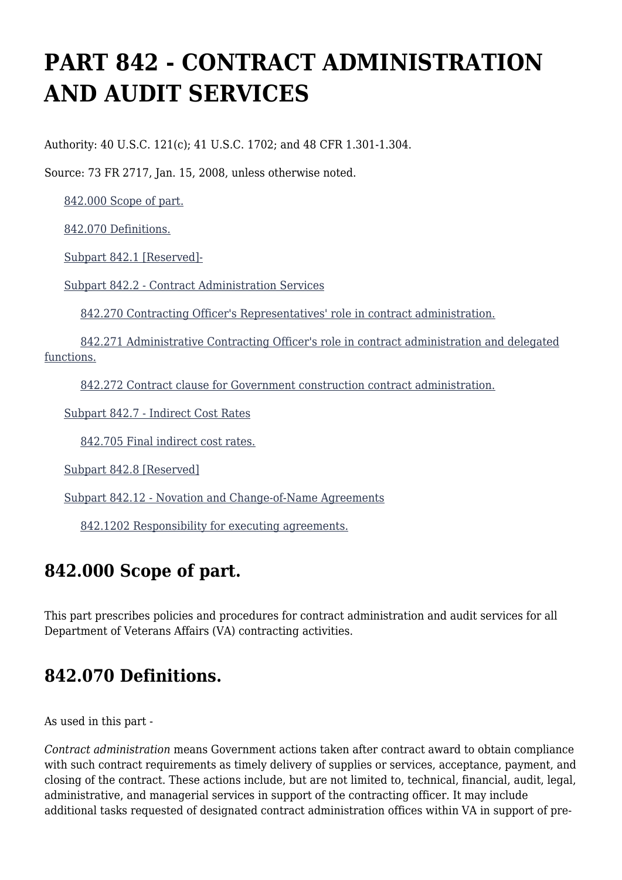# PART 842 - CONTRACT ADMINISTRATION AND AUDIT SERVICES

Authority: 40 U.S.C. 121(c); 41 U.S.C. 1702; and 48 CFR 1.301-1.304.

Source: 73 FR 2717, Jan. 15, 2008, unless otherwise noted.

- 842.000 Scope of part.
- 842.070 Definitions.
- Subpart 842.1 [Reserved]-
- Subpart 842.2 - Contract Administration Services
  - 842.270 Contracting Officer's Representatives' role in contract administration.
  - 842.271 Administrative Contracting Officer's role in contract administration and delegated functions.
  - 842.272 Contract clause for Government construction contract administration.
- Subpart 842.7 - Indirect Cost Rates
  - 842.705 Final indirect cost rates.
- Subpart 842.8 [Reserved]
- Subpart 842.12 - Novation and Change-of-Name Agreements
  - 842.1202 Responsibility for executing agreements.

## 842.000 Scope of part.

This part prescribes policies and procedures for contract administration and audit services for all Department of Veterans Affairs (VA) contracting activities.

## 842.070 Definitions.

As used in this part -

*Contract administration* means Government actions taken after contract award to obtain compliance with such contract requirements as timely delivery of supplies or services, acceptance, payment, and closing of the contract. These actions include, but are not limited to, technical, financial, audit, legal, administrative, and managerial services in support of the contracting officer. It may include additional tasks requested of designated contract administration offices within VA in support of pre-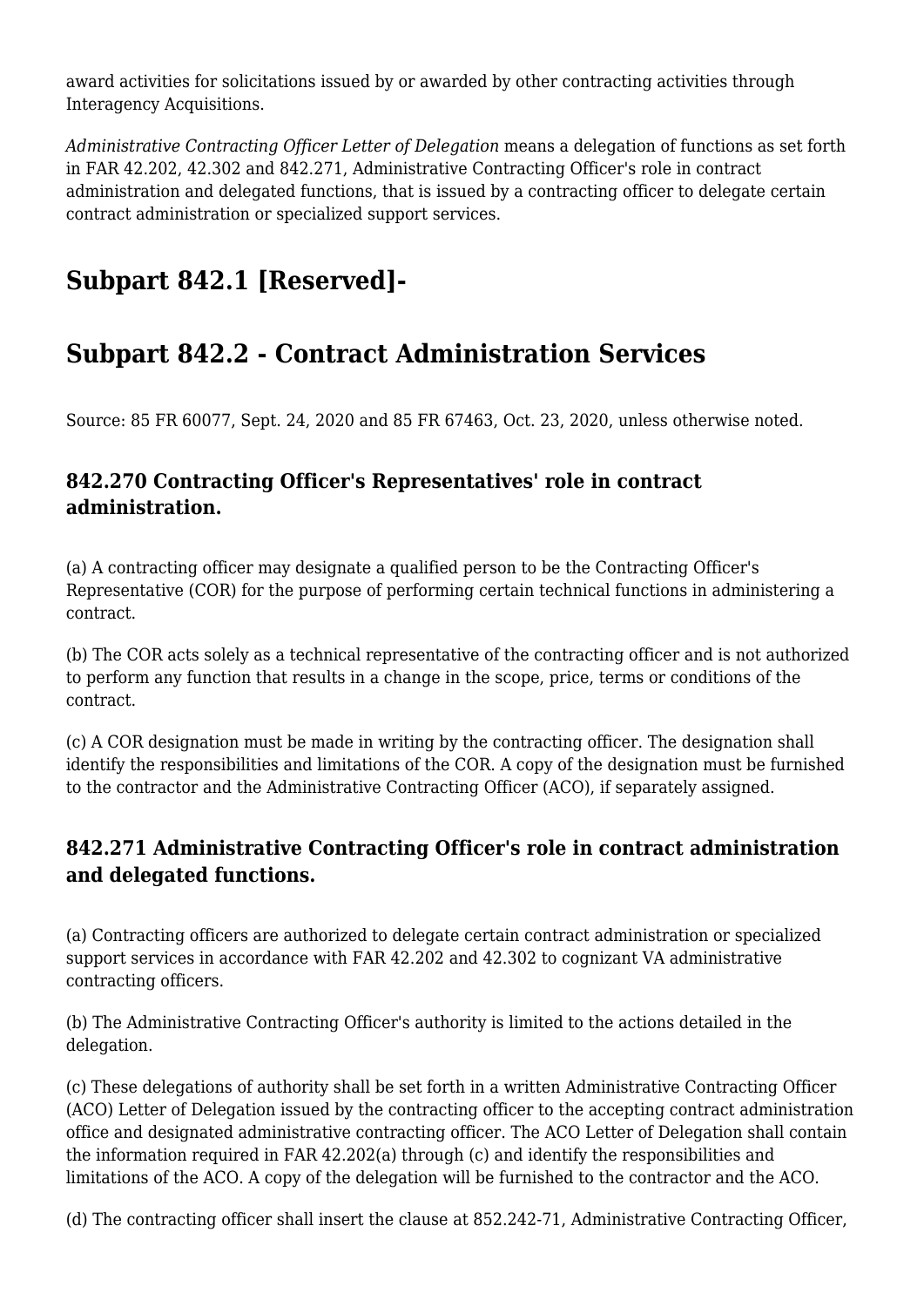award activities for solicitations issued by or awarded by other contracting activities through Interagency Acquisitions.

*Administrative Contracting Officer Letter of Delegation* means a delegation of functions as set forth in FAR 42.202, 42.302 and 842.271, Administrative Contracting Officer's role in contract administration and delegated functions, that is issued by a contracting officer to delegate certain contract administration or specialized support services.

## Subpart 842.1 [Reserved]-

## Subpart 842.2 - Contract Administration Services

Source: 85 FR 60077, Sept. 24, 2020 and 85 FR 67463, Oct. 23, 2020, unless otherwise noted.

### 842.270 Contracting Officer's Representatives' role in contract administration.

(a) A contracting officer may designate a qualified person to be the Contracting Officer's Representative (COR) for the purpose of performing certain technical functions in administering a contract.

(b) The COR acts solely as a technical representative of the contracting officer and is not authorized to perform any function that results in a change in the scope, price, terms or conditions of the contract.

(c) A COR designation must be made in writing by the contracting officer. The designation shall identify the responsibilities and limitations of the COR. A copy of the designation must be furnished to the contractor and the Administrative Contracting Officer (ACO), if separately assigned.

### 842.271 Administrative Contracting Officer's role in contract administration and delegated functions.

(a) Contracting officers are authorized to delegate certain contract administration or specialized support services in accordance with FAR 42.202 and 42.302 to cognizant VA administrative contracting officers.

(b) The Administrative Contracting Officer's authority is limited to the actions detailed in the delegation.

(c) These delegations of authority shall be set forth in a written Administrative Contracting Officer (ACO) Letter of Delegation issued by the contracting officer to the accepting contract administration office and designated administrative contracting officer. The ACO Letter of Delegation shall contain the information required in FAR 42.202(a) through (c) and identify the responsibilities and limitations of the ACO. A copy of the delegation will be furnished to the contractor and the ACO.

(d) The contracting officer shall insert the clause at 852.242-71, Administrative Contracting Officer,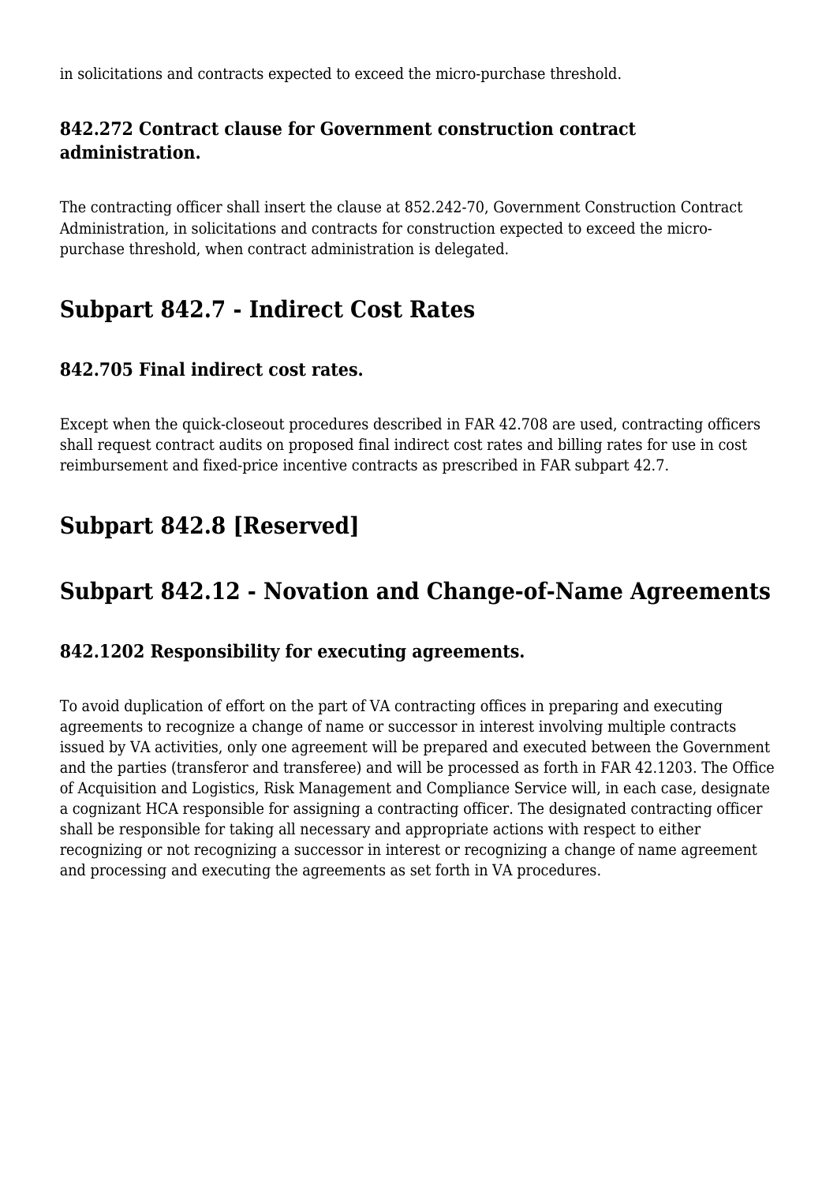in solicitations and contracts expected to exceed the micro-purchase threshold.

### 842.272 Contract clause for Government construction contract administration.

The contracting officer shall insert the clause at 852.242-70, Government Construction Contract Administration, in solicitations and contracts for construction expected to exceed the micro-purchase threshold, when contract administration is delegated.

## Subpart 842.7 - Indirect Cost Rates

### 842.705 Final indirect cost rates.

Except when the quick-closeout procedures described in FAR 42.708 are used, contracting officers shall request contract audits on proposed final indirect cost rates and billing rates for use in cost reimbursement and fixed-price incentive contracts as prescribed in FAR subpart 42.7.

## Subpart 842.8 [Reserved]

## Subpart 842.12 - Novation and Change-of-Name Agreements

### 842.1202 Responsibility for executing agreements.

To avoid duplication of effort on the part of VA contracting offices in preparing and executing agreements to recognize a change of name or successor in interest involving multiple contracts issued by VA activities, only one agreement will be prepared and executed between the Government and the parties (transferor and transferee) and will be processed as forth in FAR 42.1203. The Office of Acquisition and Logistics, Risk Management and Compliance Service will, in each case, designate a cognizant HCA responsible for assigning a contracting officer. The designated contracting officer shall be responsible for taking all necessary and appropriate actions with respect to either recognizing or not recognizing a successor in interest or recognizing a change of name agreement and processing and executing the agreements as set forth in VA procedures.